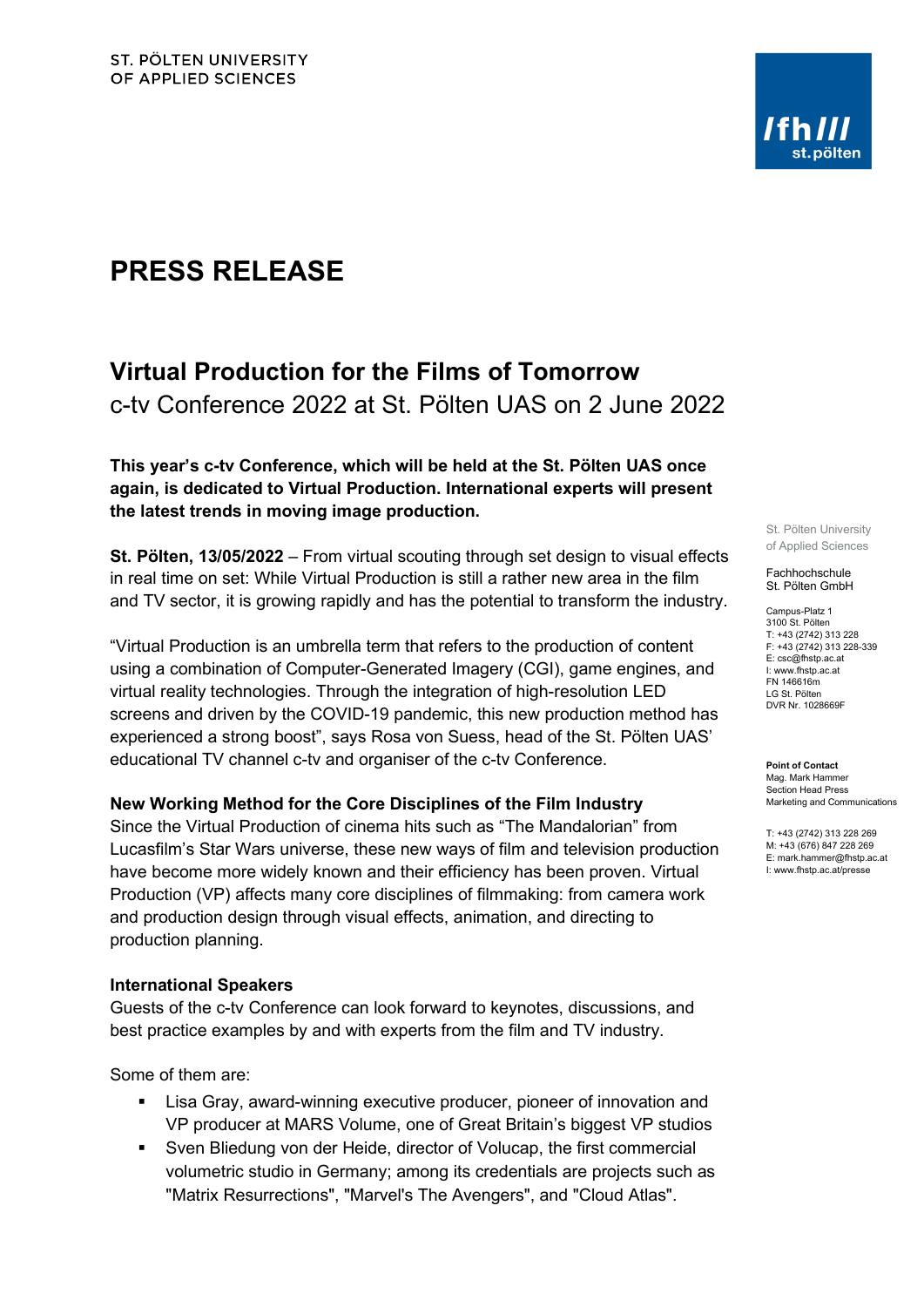ST. PÖLTEN UNIVERSITY
OF APPLIED SCIENCES

# PRESS RELEASE

## Virtual Production for the Films of Tomorrow

c-tv Conference 2022 at St. Pölten UAS on 2 June 2022

**This year's c-tv Conference, which will be held at the St. Pölten UAS once again, is dedicated to Virtual Production. International experts will present the latest trends in moving image production.**

**St. Pölten, 13/05/2022** – From virtual scouting through set design to visual effects in real time on set: While Virtual Production is still a rather new area in the film and TV sector, it is growing rapidly and has the potential to transform the industry.

"Virtual Production is an umbrella term that refers to the production of content using a combination of Computer-Generated Imagery (CGI), game engines, and virtual reality technologies. Through the integration of high-resolution LED screens and driven by the COVID-19 pandemic, this new production method has experienced a strong boost", says Rosa von Suess, head of the St. Pölten UAS' educational TV channel c-tv and organiser of the c-tv Conference.

### New Working Method for the Core Disciplines of the Film Industry

Since the Virtual Production of cinema hits such as "The Mandalorian" from Lucasfilm's Star Wars universe, these new ways of film and television production have become more widely known and their efficiency has been proven. Virtual Production (VP) affects many core disciplines of filmmaking: from camera work and production design through visual effects, animation, and directing to production planning.

### International Speakers

Guests of the c-tv Conference can look forward to keynotes, discussions, and best practice examples by and with experts from the film and TV industry.

Some of them are:

- Lisa Gray, award-winning executive producer, pioneer of innovation and VP producer at MARS Volume, one of Great Britain's biggest VP studios
- Sven Bliedung von der Heide, director of Volucap, the first commercial volumetric studio in Germany; among its credentials are projects such as "Matrix Resurrections", "Marvel's The Avengers", and "Cloud Atlas".

St. Pölten University of Applied Sciences

Fachhochschule St. Pölten GmbH

Campus-Platz 1
3100 St. Pölten
T: +43 (2742) 313 228
F: +43 (2742) 313 228-339
E: csc@fhstp.ac.at
I: www.fhstp.ac.at
FN 146616m
LG St. Pölten
DVR Nr. 1028669F

**Point of Contact**
Mag. Mark Hammer
Section Head Press
Marketing and Communications

T: +43 (2742) 313 228 269
M: +43 (676) 847 228 269
E: mark.hammer@fhstp.ac.at
I: www.fhstp.ac.at/presse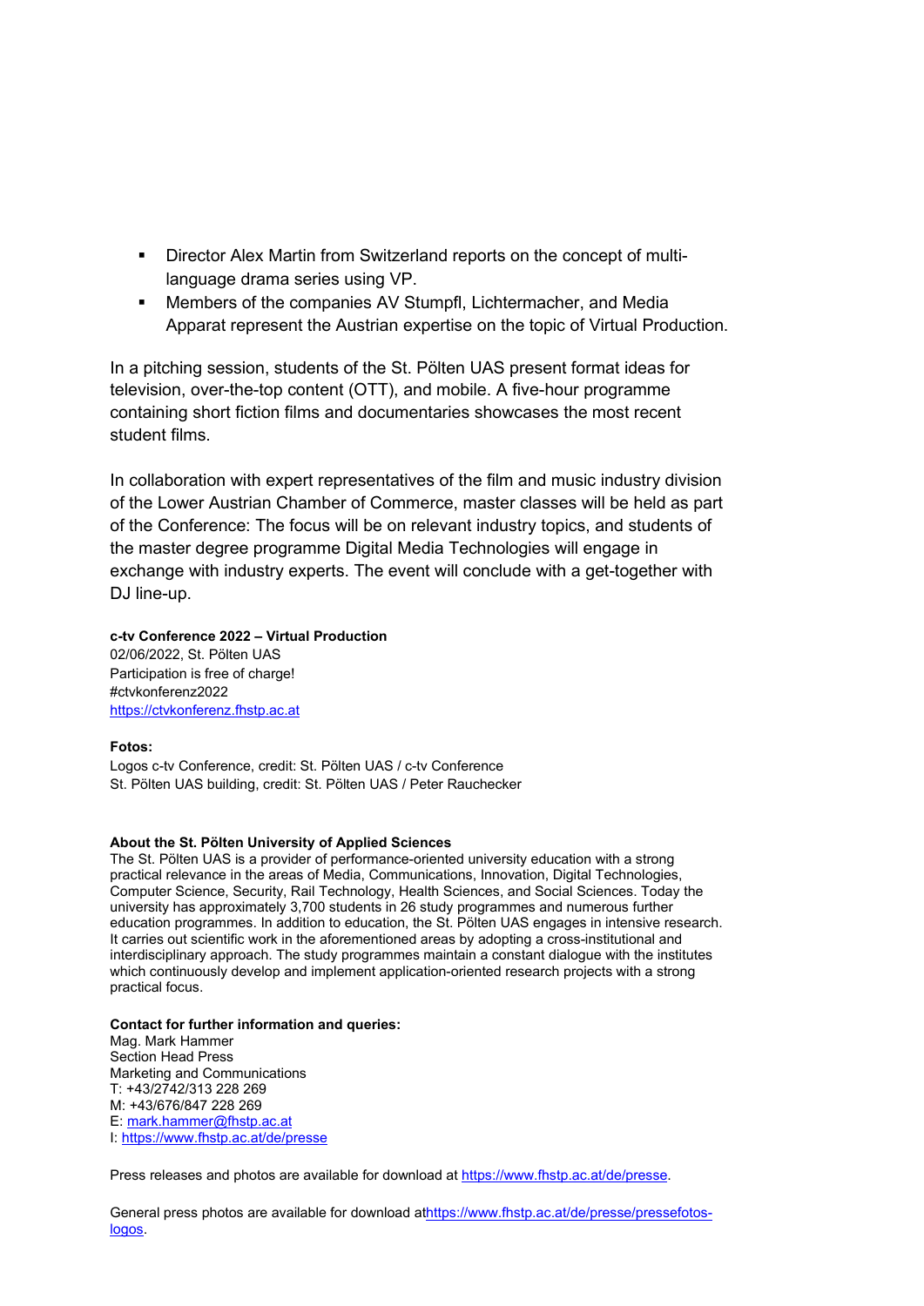- Director Alex Martin from Switzerland reports on the concept of multi-language drama series using VP.
- Members of the companies AV Stumpfl, Lichtermacher, and Media Apparat represent the Austrian expertise on the topic of Virtual Production.

In a pitching session, students of the St. Pölten UAS present format ideas for television, over-the-top content (OTT), and mobile. A five-hour programme containing short fiction films and documentaries showcases the most recent student films.

In collaboration with expert representatives of the film and music industry division of the Lower Austrian Chamber of Commerce, master classes will be held as part of the Conference: The focus will be on relevant industry topics, and students of the master degree programme Digital Media Technologies will engage in exchange with industry experts. The event will conclude with a get-together with DJ line-up.

**c-tv Conference 2022 – Virtual Production**
02/06/2022, St. Pölten UAS
Participation is free of charge!
#ctvkonferenz2022
https://ctvkonferenz.fhstp.ac.at

**Fotos:**
Logos c-tv Conference, credit: St. Pölten UAS / c-tv Conference
St. Pölten UAS building, credit: St. Pölten UAS / Peter Rauchecker

**About the St. Pölten University of Applied Sciences**
The St. Pölten UAS is a provider of performance-oriented university education with a strong practical relevance in the areas of Media, Communications, Innovation, Digital Technologies, Computer Science, Security, Rail Technology, Health Sciences, and Social Sciences. Today the university has approximately 3,700 students in 26 study programmes and numerous further education programmes. In addition to education, the St. Pölten UAS engages in intensive research. It carries out scientific work in the aforementioned areas by adopting a cross-institutional and interdisciplinary approach. The study programmes maintain a constant dialogue with the institutes which continuously develop and implement application-oriented research projects with a strong practical focus.

**Contact for further information and queries:**
Mag. Mark Hammer
Section Head Press
Marketing and Communications
T: +43/2742/313 228 269
M: +43/676/847 228 269
E: mark.hammer@fhstp.ac.at
I: https://www.fhstp.ac.at/de/presse

Press releases and photos are available for download at https://www.fhstp.ac.at/de/presse.

General press photos are available for download athttps://www.fhstp.ac.at/de/presse/pressefotos-logos.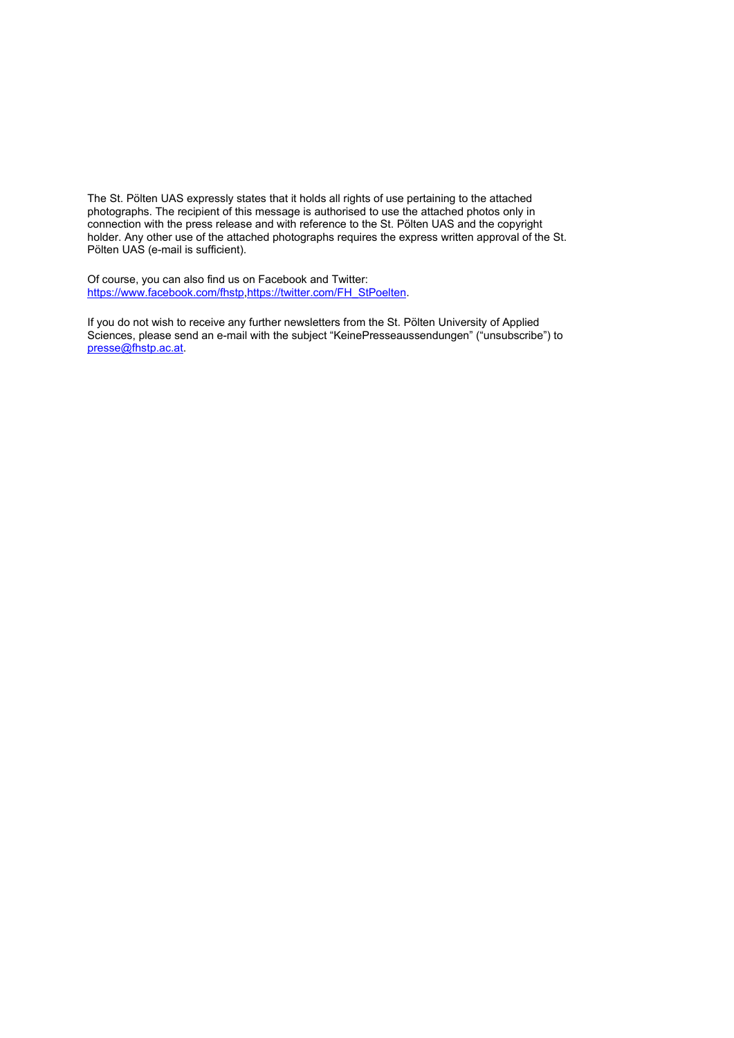The St. Pölten UAS expressly states that it holds all rights of use pertaining to the attached photographs. The recipient of this message is authorised to use the attached photos only in connection with the press release and with reference to the St. Pölten UAS and the copyright holder. Any other use of the attached photographs requires the express written approval of the St. Pölten UAS (e-mail is sufficient).

Of course, you can also find us on Facebook and Twitter: https://www.facebook.com/fhstp,https://twitter.com/FH_StPoelten.

If you do not wish to receive any further newsletters from the St. Pölten University of Applied Sciences, please send an e-mail with the subject "KeinePresseaussendungen" ("unsubscribe") to presse@fhstp.ac.at.